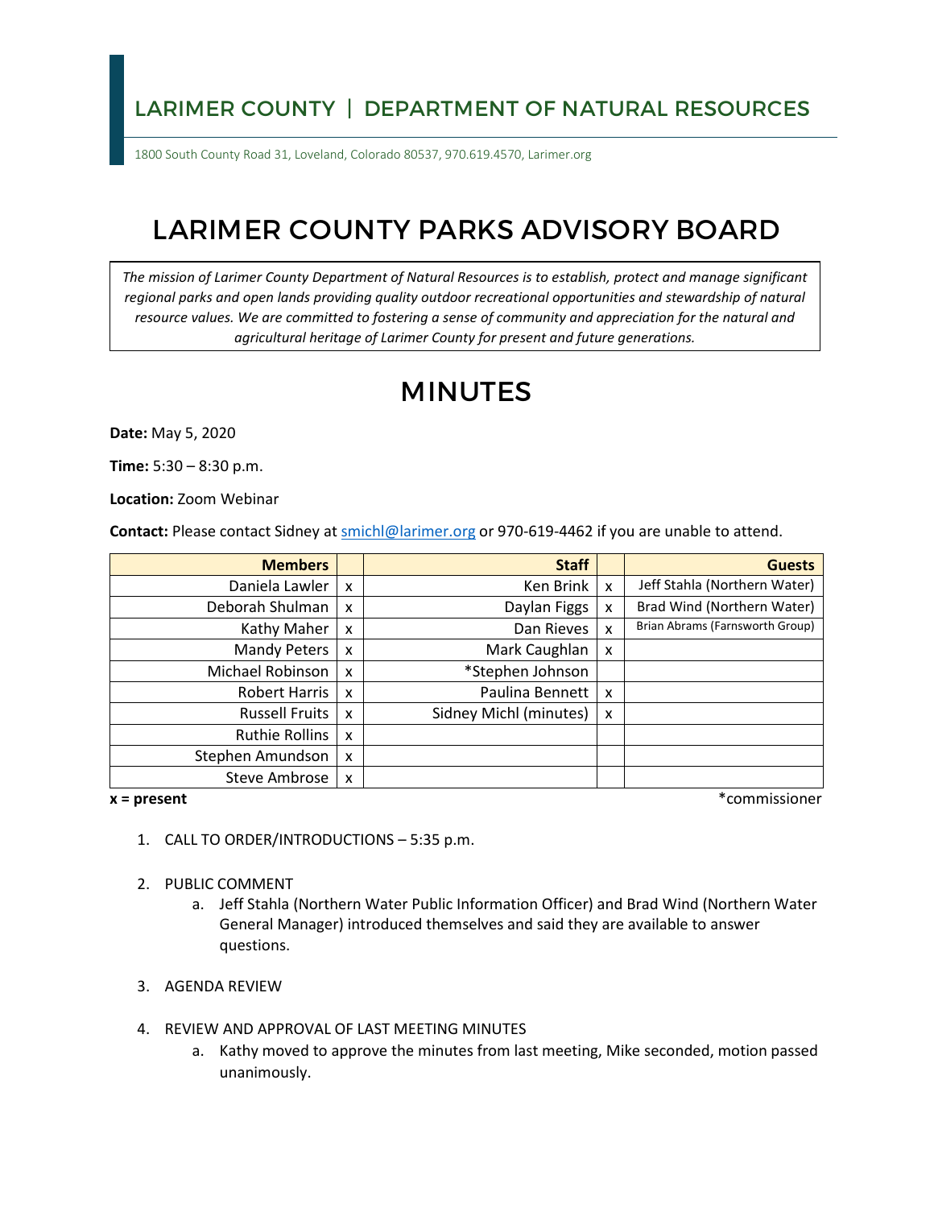## LARIMER COUNTY | DEPARTMENT OF NATURAL RESOURCES

1800 South County Road 31, Loveland, Colorado 80537, 970.619.4570, Larimer.org

# LARIMER COUNTY PARKS ADVISORY BOARD

*The mission of Larimer County Department of Natural Resources is to establish, protect and manage significant regional parks and open lands providing quality outdoor recreational opportunities and stewardship of natural resource values. We are committed to fostering a sense of community and appreciation for the natural and agricultural heritage of Larimer County for present and future generations.*

# MINUTES

**Date:** May 5, 2020

**Time:** 5:30 – 8:30 p.m.

**Location:** Zoom Webinar

**Contact:** Please contact Sidney at smichl@larimer.org or 970-619-4462 if you are unable to attend.

| Members | | Staff | | Guests |
|---|---|---|---|---|
| Daniela Lawler | x | Ken Brink | x | Jeff Stahla (Northern Water) |
| Deborah Shulman | x | Daylan Figgs | x | Brad Wind (Northern Water) |
| Kathy Maher | x | Dan Rieves | x | Brian Abrams (Farnsworth Group) |
| Mandy Peters | x | Mark Caughlan | x | |
| Michael Robinson | x | *Stephen Johnson | | |
| Robert Harris | x | Paulina Bennett | x | |
| Russell Fruits | x | Sidney Michl (minutes) | x | |
| Ruthie Rollins | x | | | |
| Stephen Amundson | x | | | |
| Steve Ambrose | x | | | |

**x = present** *commissioner

1. CALL TO ORDER/INTRODUCTIONS – 5:35 p.m.

2. PUBLIC COMMENT
   a. Jeff Stahla (Northern Water Public Information Officer) and Brad Wind (Northern Water General Manager) introduced themselves and said they are available to answer questions.

3. AGENDA REVIEW

4. REVIEW AND APPROVAL OF LAST MEETING MINUTES
   a. Kathy moved to approve the minutes from last meeting, Mike seconded, motion passed unanimously.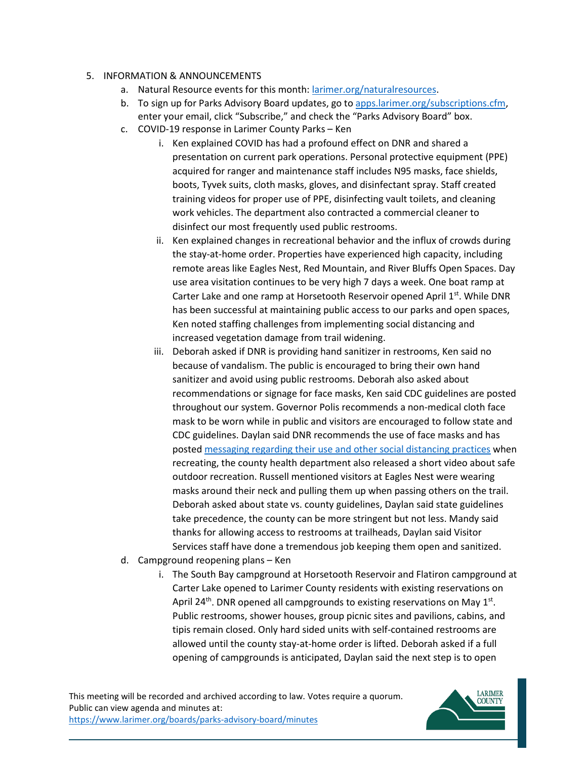5. INFORMATION & ANNOUNCEMENTS
    a. Natural Resource events for this month: [larimer.org/naturalresources](larimer.org/naturalresources).
    b. To sign up for Parks Advisory Board updates, go to [apps.larimer.org/subscriptions.cfm](apps.larimer.org/subscriptions.cfm), enter your email, click "Subscribe," and check the "Parks Advisory Board" box.
    c. COVID-19 response in Larimer County Parks – Ken
        i. Ken explained COVID has had a profound effect on DNR and shared a presentation on current park operations. Personal protective equipment (PPE) acquired for ranger and maintenance staff includes N95 masks, face shields, boots, Tyvek suits, cloth masks, gloves, and disinfectant spray. Staff created training videos for proper use of PPE, disinfecting vault toilets, and cleaning work vehicles. The department also contracted a commercial cleaner to disinfect our most frequently used public restrooms.
        ii. Ken explained changes in recreational behavior and the influx of crowds during the stay-at-home order. Properties have experienced high capacity, including remote areas like Eagles Nest, Red Mountain, and River Bluffs Open Spaces. Day use area visitation continues to be very high 7 days a week. One boat ramp at Carter Lake and one ramp at Horsetooth Reservoir opened April 1st. While DNR has been successful at maintaining public access to our parks and open spaces, Ken noted staffing challenges from implementing social distancing and increased vegetation damage from trail widening.
        iii. Deborah asked if DNR is providing hand sanitizer in restrooms, Ken said no because of vandalism. The public is encouraged to bring their own hand sanitizer and avoid using public restrooms. Deborah also asked about recommendations or signage for face masks, Ken said CDC guidelines are posted throughout our system. Governor Polis recommends a non-medical cloth face mask to be worn while in public and visitors are encouraged to follow state and CDC guidelines. Daylan said DNR recommends the use of face masks and has posted messaging regarding their use and other social distancing practices when recreating, the county health department also released a short video about safe outdoor recreation. Russell mentioned visitors at Eagles Nest were wearing masks around their neck and pulling them up when passing others on the trail. Deborah asked about state vs. county guidelines, Daylan said state guidelines take precedence, the county can be more stringent but not less. Mandy said thanks for allowing access to restrooms at trailheads, Daylan said Visitor Services staff have done a tremendous job keeping them open and sanitized.
    d. Campground reopening plans – Ken
        i. The South Bay campground at Horsetooth Reservoir and Flatiron campground at Carter Lake opened to Larimer County residents with existing reservations on April 24th. DNR opened all campgrounds to existing reservations on May 1st. Public restrooms, shower houses, group picnic sites and pavilions, cabins, and tipis remain closed. Only hard sided units with self-contained restrooms are allowed until the county stay-at-home order is lifted. Deborah asked if a full opening of campgrounds is anticipated, Daylan said the next step is to open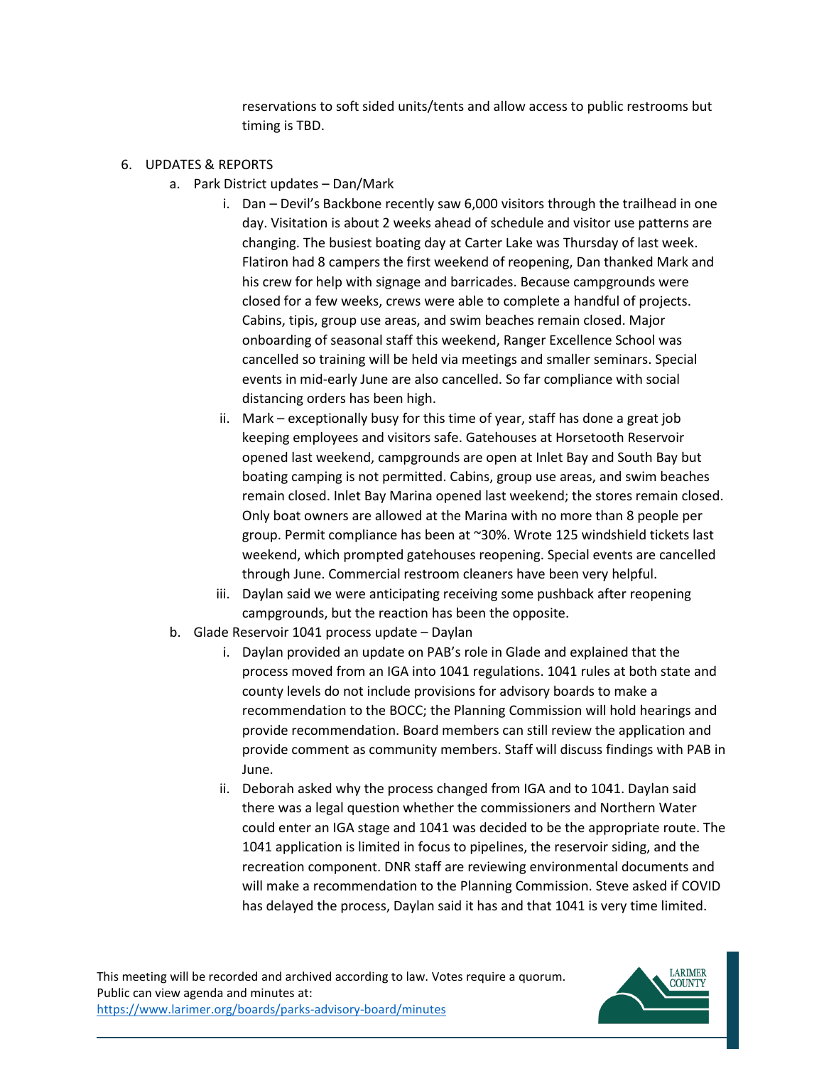reservations to soft sided units/tents and allow access to public restrooms but timing is TBD.

6. UPDATES & REPORTS
   a. Park District updates – Dan/Mark
      i. Dan – Devil's Backbone recently saw 6,000 visitors through the trailhead in one day. Visitation is about 2 weeks ahead of schedule and visitor use patterns are changing. The busiest boating day at Carter Lake was Thursday of last week. Flatiron had 8 campers the first weekend of reopening, Dan thanked Mark and his crew for help with signage and barricades. Because campgrounds were closed for a few weeks, crews were able to complete a handful of projects. Cabins, tipis, group use areas, and swim beaches remain closed. Major onboarding of seasonal staff this weekend, Ranger Excellence School was cancelled so training will be held via meetings and smaller seminars. Special events in mid-early June are also cancelled. So far compliance with social distancing orders has been high.
      ii. Mark – exceptionally busy for this time of year, staff has done a great job keeping employees and visitors safe. Gatehouses at Horsetooth Reservoir opened last weekend, campgrounds are open at Inlet Bay and South Bay but boating camping is not permitted. Cabins, group use areas, and swim beaches remain closed. Inlet Bay Marina opened last weekend; the stores remain closed. Only boat owners are allowed at the Marina with no more than 8 people per group. Permit compliance has been at ~30%. Wrote 125 windshield tickets last weekend, which prompted gatehouses reopening. Special events are cancelled through June. Commercial restroom cleaners have been very helpful.
      iii. Daylan said we were anticipating receiving some pushback after reopening campgrounds, but the reaction has been the opposite.
   b. Glade Reservoir 1041 process update – Daylan
      i. Daylan provided an update on PAB's role in Glade and explained that the process moved from an IGA into 1041 regulations. 1041 rules at both state and county levels do not include provisions for advisory boards to make a recommendation to the BOCC; the Planning Commission will hold hearings and provide recommendation. Board members can still review the application and provide comment as community members. Staff will discuss findings with PAB in June.
      ii. Deborah asked why the process changed from IGA and to 1041. Daylan said there was a legal question whether the commissioners and Northern Water could enter an IGA stage and 1041 was decided to be the appropriate route. The 1041 application is limited in focus to pipelines, the reservoir siding, and the recreation component. DNR staff are reviewing environmental documents and will make a recommendation to the Planning Commission. Steve asked if COVID has delayed the process, Daylan said it has and that 1041 is very time limited.

This meeting will be recorded and archived according to law. Votes require a quorum.
Public can view agenda and minutes at:
https://www.larimer.org/boards/parks-advisory-board/minutes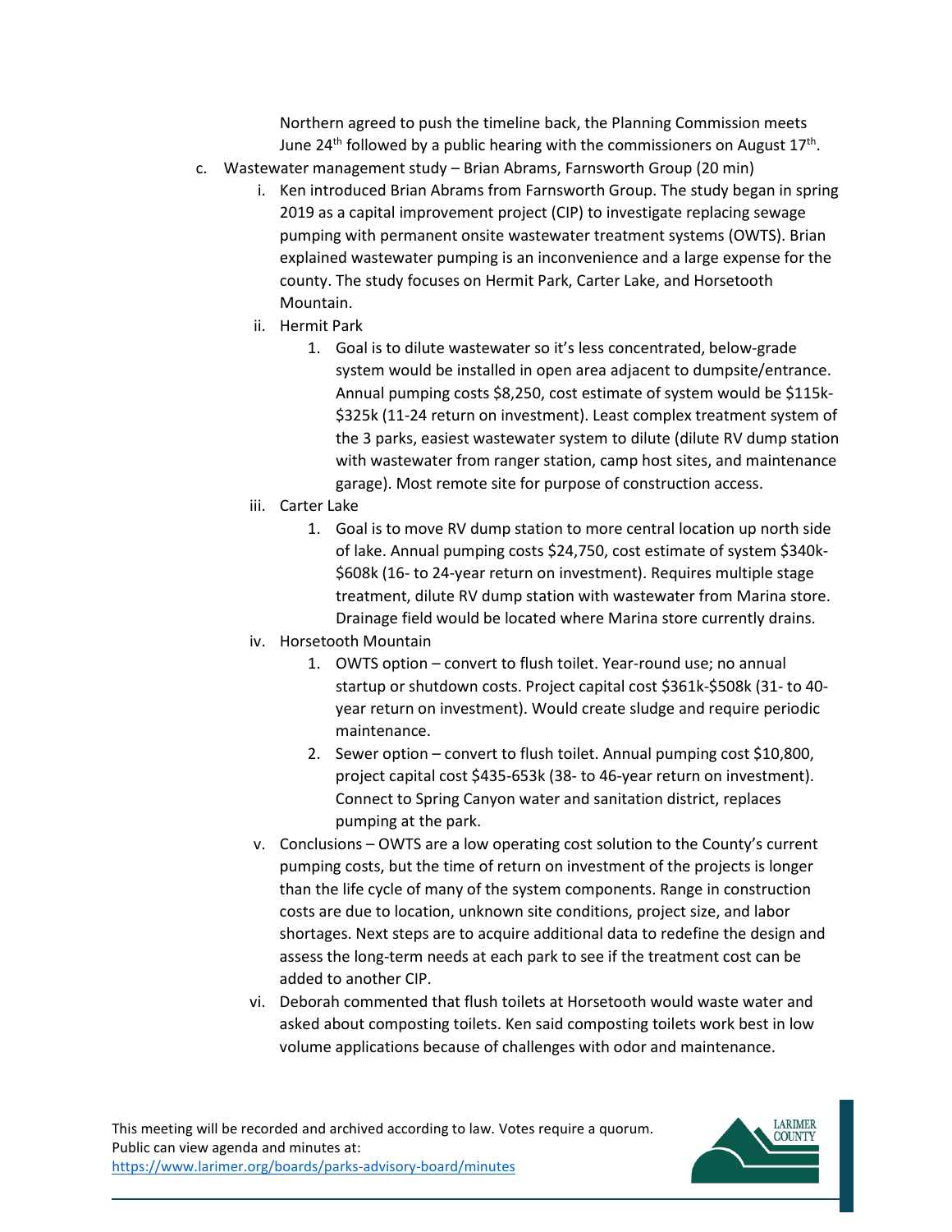Northern agreed to push the timeline back, the Planning Commission meets June 24th followed by a public hearing with the commissioners on August 17th.

c. Wastewater management study – Brian Abrams, Farnsworth Group (20 min)

   i. Ken introduced Brian Abrams from Farnsworth Group. The study began in spring 2019 as a capital improvement project (CIP) to investigate replacing sewage pumping with permanent onsite wastewater treatment systems (OWTS). Brian explained wastewater pumping is an inconvenience and a large expense for the county. The study focuses on Hermit Park, Carter Lake, and Horsetooth Mountain.

   ii. Hermit Park

      1. Goal is to dilute wastewater so it's less concentrated, below-grade system would be installed in open area adjacent to dumpsite/entrance. Annual pumping costs $8,250, cost estimate of system would be $115k-$325k (11-24 return on investment). Least complex treatment system of the 3 parks, easiest wastewater system to dilute (dilute RV dump station with wastewater from ranger station, camp host sites, and maintenance garage). Most remote site for purpose of construction access.

   iii. Carter Lake

      1. Goal is to move RV dump station to more central location up north side of lake. Annual pumping costs $24,750, cost estimate of system $340k-$608k (16- to 24-year return on investment). Requires multiple stage treatment, dilute RV dump station with wastewater from Marina store. Drainage field would be located where Marina store currently drains.

   iv. Horsetooth Mountain

      1. OWTS option – convert to flush toilet. Year-round use; no annual startup or shutdown costs. Project capital cost $361k-$508k (31- to 40-year return on investment). Would create sludge and require periodic maintenance.

      2. Sewer option – convert to flush toilet. Annual pumping cost $10,800, project capital cost $435-653k (38- to 46-year return on investment). Connect to Spring Canyon water and sanitation district, replaces pumping at the park.

   v. Conclusions – OWTS are a low operating cost solution to the County's current pumping costs, but the time of return on investment of the projects is longer than the life cycle of many of the system components. Range in construction costs are due to location, unknown site conditions, project size, and labor shortages. Next steps are to acquire additional data to redefine the design and assess the long-term needs at each park to see if the treatment cost can be added to another CIP.

   vi. Deborah commented that flush toilets at Horsetooth would waste water and asked about composting toilets. Ken said composting toilets work best in low volume applications because of challenges with odor and maintenance.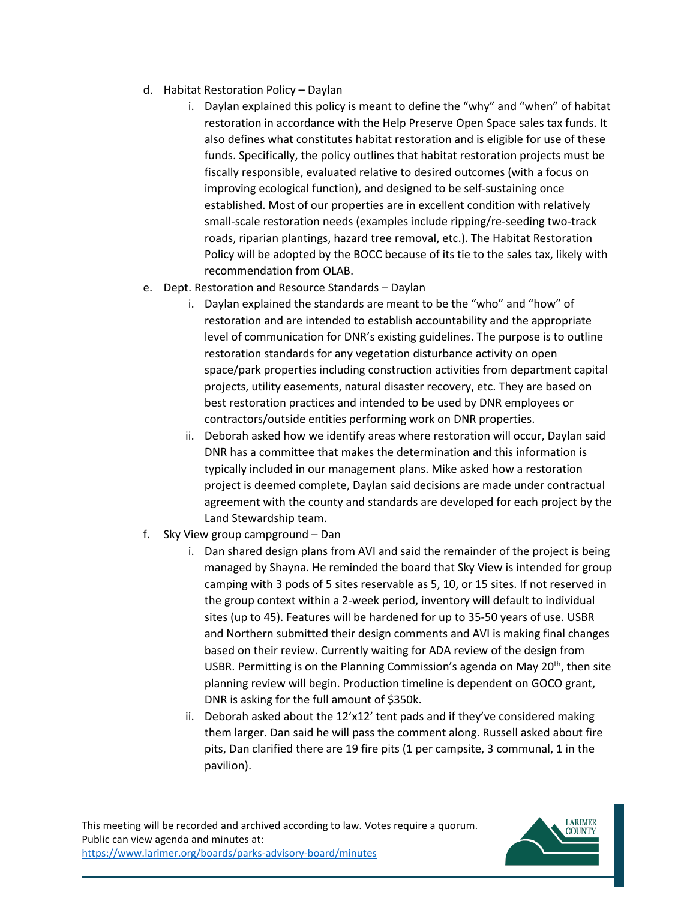d. Habitat Restoration Policy – Daylan

   i. Daylan explained this policy is meant to define the "why" and "when" of habitat restoration in accordance with the Help Preserve Open Space sales tax funds. It also defines what constitutes habitat restoration and is eligible for use of these funds. Specifically, the policy outlines that habitat restoration projects must be fiscally responsible, evaluated relative to desired outcomes (with a focus on improving ecological function), and designed to be self-sustaining once established. Most of our properties are in excellent condition with relatively small-scale restoration needs (examples include ripping/re-seeding two-track roads, riparian plantings, hazard tree removal, etc.). The Habitat Restoration Policy will be adopted by the BOCC because of its tie to the sales tax, likely with recommendation from OLAB.

e. Dept. Restoration and Resource Standards – Daylan

   i. Daylan explained the standards are meant to be the "who" and "how" of restoration and are intended to establish accountability and the appropriate level of communication for DNR's existing guidelines. The purpose is to outline restoration standards for any vegetation disturbance activity on open space/park properties including construction activities from department capital projects, utility easements, natural disaster recovery, etc. They are based on best restoration practices and intended to be used by DNR employees or contractors/outside entities performing work on DNR properties.

   ii. Deborah asked how we identify areas where restoration will occur, Daylan said DNR has a committee that makes the determination and this information is typically included in our management plans. Mike asked how a restoration project is deemed complete, Daylan said decisions are made under contractual agreement with the county and standards are developed for each project by the Land Stewardship team.

f. Sky View group campground – Dan

   i. Dan shared design plans from AVI and said the remainder of the project is being managed by Shayna. He reminded the board that Sky View is intended for group camping with 3 pods of 5 sites reservable as 5, 10, or 15 sites. If not reserved in the group context within a 2-week period, inventory will default to individual sites (up to 45). Features will be hardened for up to 35-50 years of use. USBR and Northern submitted their design comments and AVI is making final changes based on their review. Currently waiting for ADA review of the design from USBR. Permitting is on the Planning Commission's agenda on May 20th, then site planning review will begin. Production timeline is dependent on GOCO grant, DNR is asking for the full amount of $350k.

   ii. Deborah asked about the 12'x12' tent pads and if they've considered making them larger. Dan said he will pass the comment along. Russell asked about fire pits, Dan clarified there are 19 fire pits (1 per campsite, 3 communal, 1 in the pavilion).

This meeting will be recorded and archived according to law. Votes require a quorum. Public can view agenda and minutes at: https://www.larimer.org/boards/parks-advisory-board/minutes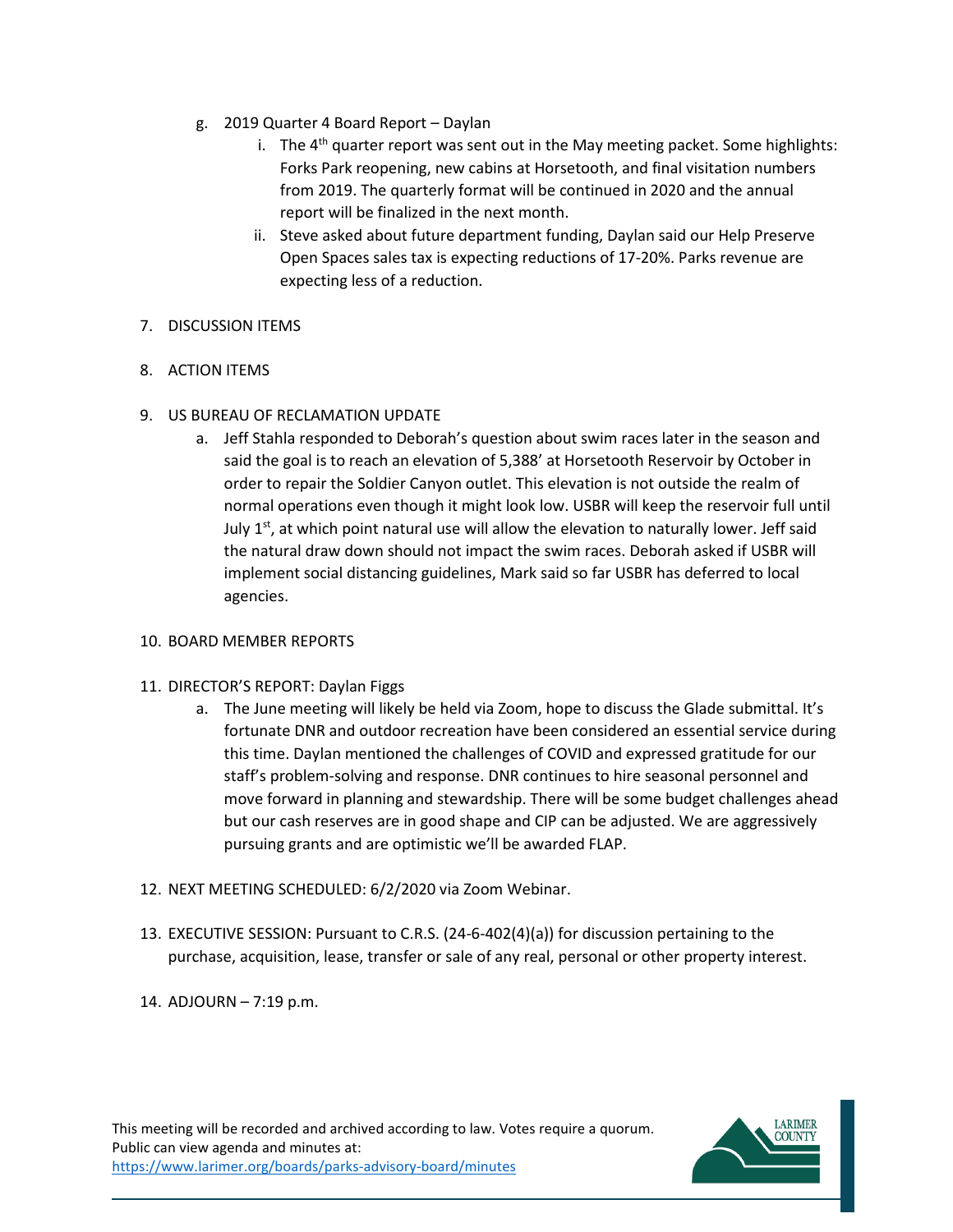g. 2019 Quarter 4 Board Report – Daylan

   i. The 4th quarter report was sent out in the May meeting packet. Some highlights: Forks Park reopening, new cabins at Horsetooth, and final visitation numbers from 2019. The quarterly format will be continued in 2020 and the annual report will be finalized in the next month.

   ii. Steve asked about future department funding, Daylan said our Help Preserve Open Spaces sales tax is expecting reductions of 17-20%. Parks revenue are expecting less of a reduction.

7. DISCUSSION ITEMS

8. ACTION ITEMS

9. US BUREAU OF RECLAMATION UPDATE

   a. Jeff Stahla responded to Deborah's question about swim races later in the season and said the goal is to reach an elevation of 5,388' at Horsetooth Reservoir by October in order to repair the Soldier Canyon outlet. This elevation is not outside the realm of normal operations even though it might look low. USBR will keep the reservoir full until July 1st, at which point natural use will allow the elevation to naturally lower. Jeff said the natural draw down should not impact the swim races. Deborah asked if USBR will implement social distancing guidelines, Mark said so far USBR has deferred to local agencies.

10. BOARD MEMBER REPORTS

11. DIRECTOR'S REPORT: Daylan Figgs

    a. The June meeting will likely be held via Zoom, hope to discuss the Glade submittal. It's fortunate DNR and outdoor recreation have been considered an essential service during this time. Daylan mentioned the challenges of COVID and expressed gratitude for our staff's problem-solving and response. DNR continues to hire seasonal personnel and move forward in planning and stewardship. There will be some budget challenges ahead but our cash reserves are in good shape and CIP can be adjusted. We are aggressively pursuing grants and are optimistic we'll be awarded FLAP.

12. NEXT MEETING SCHEDULED: 6/2/2020 via Zoom Webinar.

13. EXECUTIVE SESSION: Pursuant to C.R.S. (24-6-402(4)(a)) for discussion pertaining to the purchase, acquisition, lease, transfer or sale of any real, personal or other property interest.

14. ADJOURN – 7:19 p.m.

This meeting will be recorded and archived according to law. Votes require a quorum.
Public can view agenda and minutes at:
https://www.larimer.org/boards/parks-advisory-board/minutes